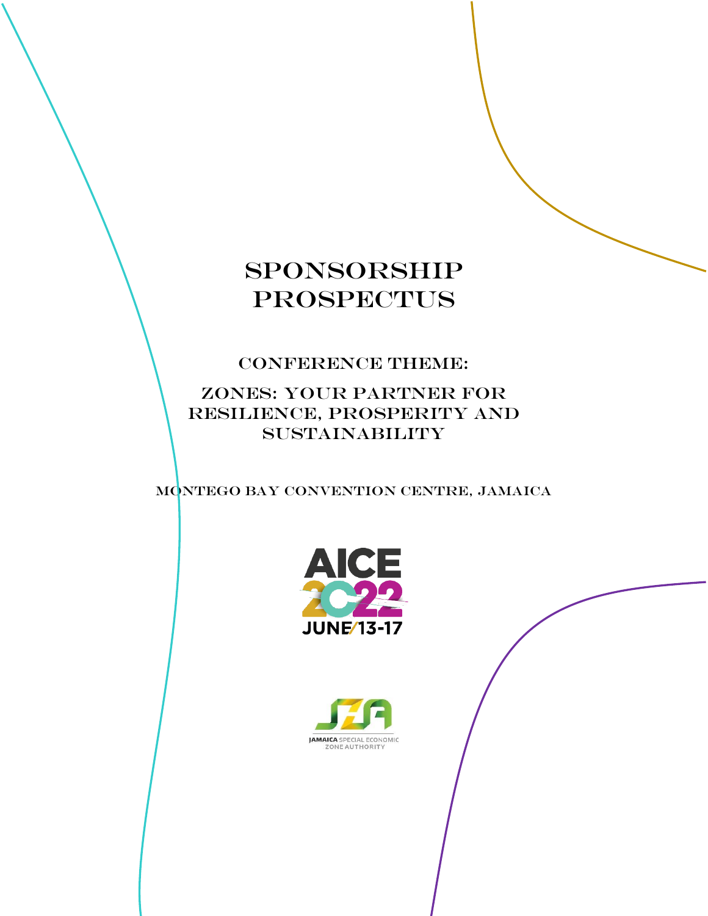# SPONSORSHIP PROSPECTUS

## CONFERENCE THEME:

## ZONES: YOUR PARTNER FOR RESILIENCE, PROSPERITY AND SUSTAINABILITY

MONTEGO BAY CONVENTION CENTRE, JAMAICA

AICE 2022

JUNE/13-17

JAMAICA SPECIAL ECONOMIC ZONE AUTHORITY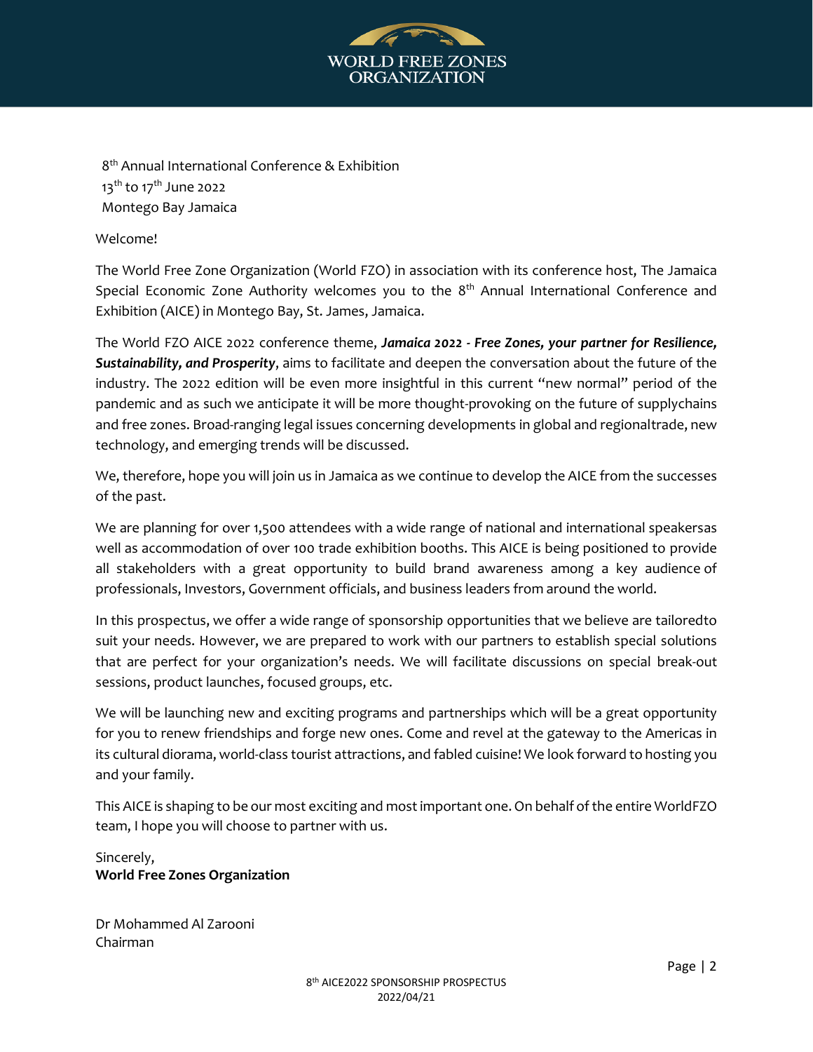8th Annual International Conference & Exhibition
13th to 17th June 2022
Montego Bay Jamaica

Welcome!

The World Free Zone Organization (World FZO) in association with its conference host, The Jamaica Special Economic Zone Authority welcomes you to the 8th Annual International Conference and Exhibition (AICE) in Montego Bay, St. James, Jamaica.

The World FZO AICE 2022 conference theme, ***Jamaica 2022 - Free Zones, your partner for Resilience, Sustainability, and Prosperity***, aims to facilitate and deepen the conversation about the future of the industry. The 2022 edition will be even more insightful in this current "new normal" period of the pandemic and as such we anticipate it will be more thought-provoking on the future of supplychains and free zones. Broad-ranging legal issues concerning developments in global and regionaltrade, new technology, and emerging trends will be discussed.

We, therefore, hope you will join us in Jamaica as we continue to develop the AICE from the successes of the past.

We are planning for over 1,500 attendees with a wide range of national and international speakersas well as accommodation of over 100 trade exhibition booths. This AICE is being positioned to provide all stakeholders with a great opportunity to build brand awareness among a key audience of professionals, Investors, Government officials, and business leaders from around the world.

In this prospectus, we offer a wide range of sponsorship opportunities that we believe are tailoredto suit your needs. However, we are prepared to work with our partners to establish special solutions that are perfect for your organization's needs. We will facilitate discussions on special break-out sessions, product launches, focused groups, etc.

We will be launching new and exciting programs and partnerships which will be a great opportunity for you to renew friendships and forge new ones. Come and revel at the gateway to the Americas in its cultural diorama, world-class tourist attractions, and fabled cuisine! We look forward to hosting you and your family.

This AICE is shaping to be our most exciting and most important one. On behalf of the entire WorldFZO team, I hope you will choose to partner with us.

Sincerely,
**World Free Zones Organization**

Dr Mohammed Al Zarooni
Chairman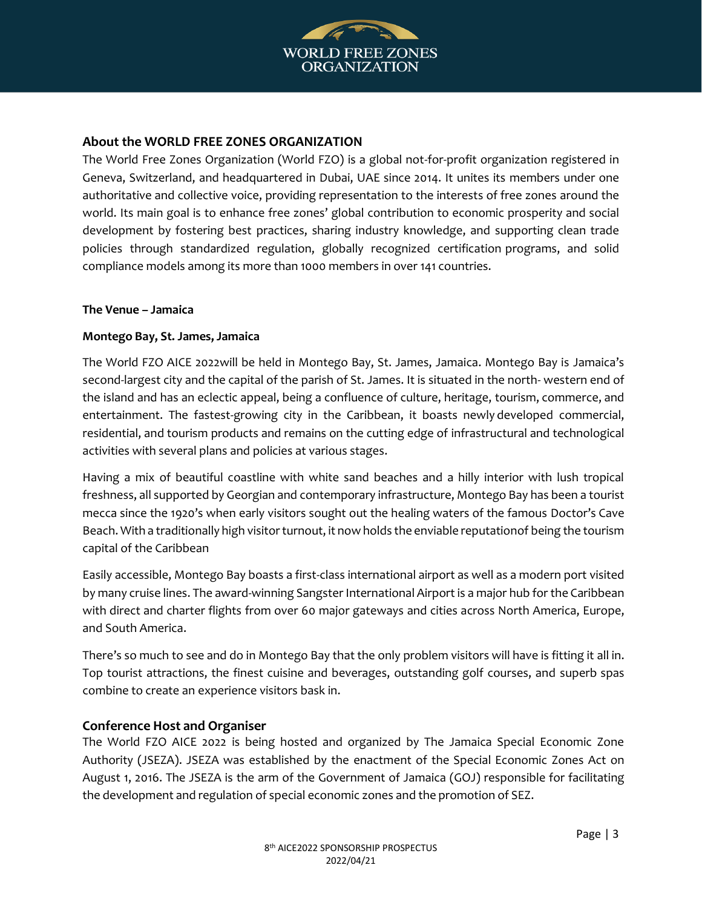## About the WORLD FREE ZONES ORGANIZATION

The World Free Zones Organization (World FZO) is a global not-for-profit organization registered in Geneva, Switzerland, and headquartered in Dubai, UAE since 2014. It unites its members under one authoritative and collective voice, providing representation to the interests of free zones around the world. Its main goal is to enhance free zones' global contribution to economic prosperity and social development by fostering best practices, sharing industry knowledge, and supporting clean trade policies through standardized regulation, globally recognized certification programs, and solid compliance models among its more than 1000 members in over 141 countries.

**The Venue – Jamaica**

**Montego Bay, St. James, Jamaica**

The World FZO AICE 2022will be held in Montego Bay, St. James, Jamaica. Montego Bay is Jamaica's second-largest city and the capital of the parish of St. James. It is situated in the north- western end of the island and has an eclectic appeal, being a confluence of culture, heritage, tourism, commerce, and entertainment. The fastest-growing city in the Caribbean, it boasts newly developed commercial, residential, and tourism products and remains on the cutting edge of infrastructural and technological activities with several plans and policies at various stages.

Having a mix of beautiful coastline with white sand beaches and a hilly interior with lush tropical freshness, all supported by Georgian and contemporary infrastructure, Montego Bay has been a tourist mecca since the 1920's when early visitors sought out the healing waters of the famous Doctor's Cave Beach. With a traditionally high visitor turnout, it now holds the enviable reputationof being the tourism capital of the Caribbean

Easily accessible, Montego Bay boasts a first-class international airport as well as a modern port visited by many cruise lines. The award-winning Sangster International Airport is a major hub for the Caribbean with direct and charter flights from over 60 major gateways and cities across North America, Europe, and South America.

There's so much to see and do in Montego Bay that the only problem visitors will have is fitting it all in. Top tourist attractions, the finest cuisine and beverages, outstanding golf courses, and superb spas combine to create an experience visitors bask in.

## Conference Host and Organiser

The World FZO AICE 2022 is being hosted and organized by The Jamaica Special Economic Zone Authority (JSEZA). JSEZA was established by the enactment of the Special Economic Zones Act on August 1, 2016. The JSEZA is the arm of the Government of Jamaica (GOJ) responsible for facilitating the development and regulation of special economic zones and the promotion of SEZ.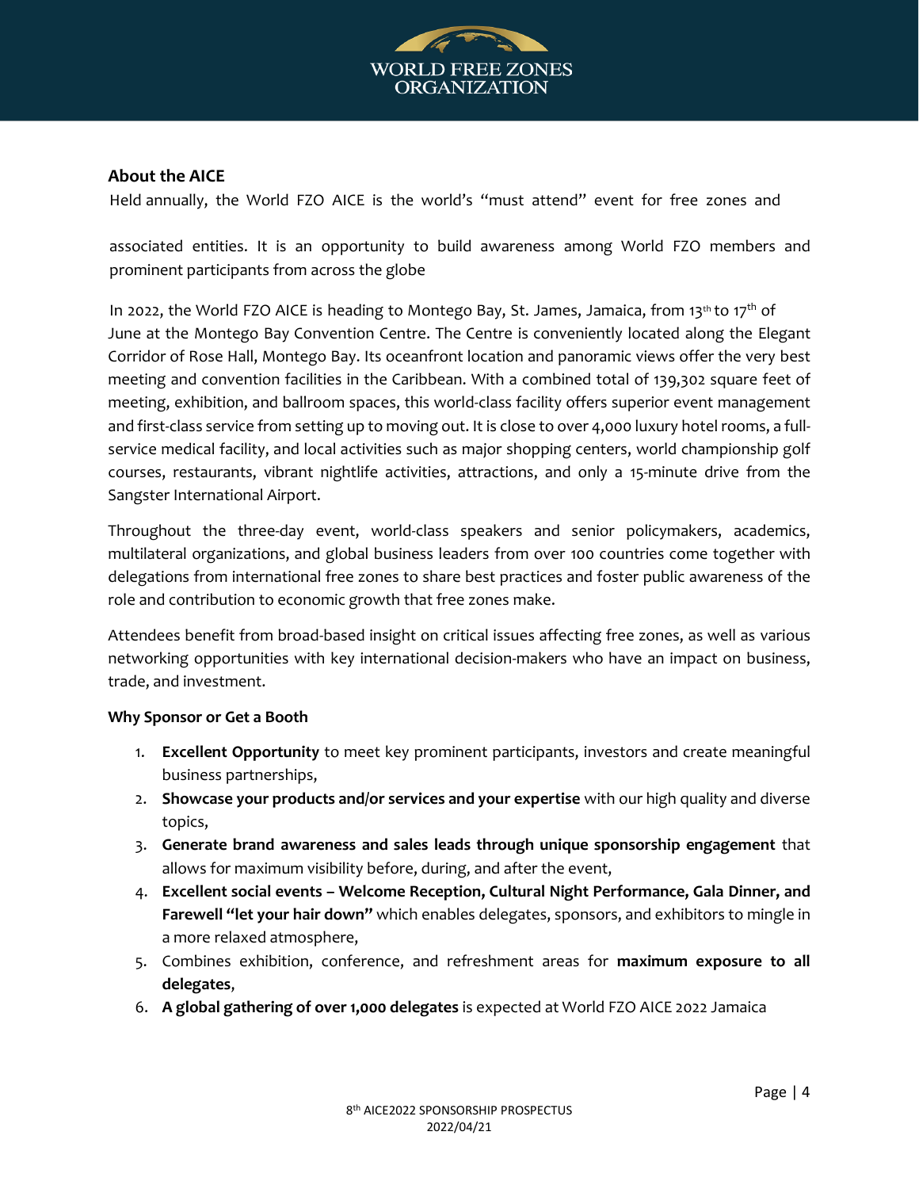## About the AICE

Held annually, the World FZO AICE is the world's "must attend" event for free zones and associated entities. It is an opportunity to build awareness among World FZO members and prominent participants from across the globe

In 2022, the World FZO AICE is heading to Montego Bay, St. James, Jamaica, from 13th to 17th of June at the Montego Bay Convention Centre. The Centre is conveniently located along the Elegant Corridor of Rose Hall, Montego Bay. Its oceanfront location and panoramic views offer the very best meeting and convention facilities in the Caribbean. With a combined total of 139,302 square feet of meeting, exhibition, and ballroom spaces, this world-class facility offers superior event management and first-class service from setting up to moving out. It is close to over 4,000 luxury hotel rooms, a full-service medical facility, and local activities such as major shopping centers, world championship golf courses, restaurants, vibrant nightlife activities, attractions, and only a 15-minute drive from the Sangster International Airport.

Throughout the three-day event, world-class speakers and senior policymakers, academics, multilateral organizations, and global business leaders from over 100 countries come together with delegations from international free zones to share best practices and foster public awareness of the role and contribution to economic growth that free zones make.

Attendees benefit from broad-based insight on critical issues affecting free zones, as well as various networking opportunities with key international decision-makers who have an impact on business, trade, and investment.

**Why Sponsor or Get a Booth**

1. **Excellent Opportunity** to meet key prominent participants, investors and create meaningful business partnerships,
2. **Showcase your products and/or services and your expertise** with our high quality and diverse topics,
3. **Generate brand awareness and sales leads through unique sponsorship engagement** that allows for maximum visibility before, during, and after the event,
4. **Excellent social events – Welcome Reception, Cultural Night Performance, Gala Dinner, and Farewell "let your hair down"** which enables delegates, sponsors, and exhibitors to mingle in a more relaxed atmosphere,
5. Combines exhibition, conference, and refreshment areas for **maximum exposure to all delegates**,
6. **A global gathering of over 1,000 delegates** is expected at World FZO AICE 2022 Jamaica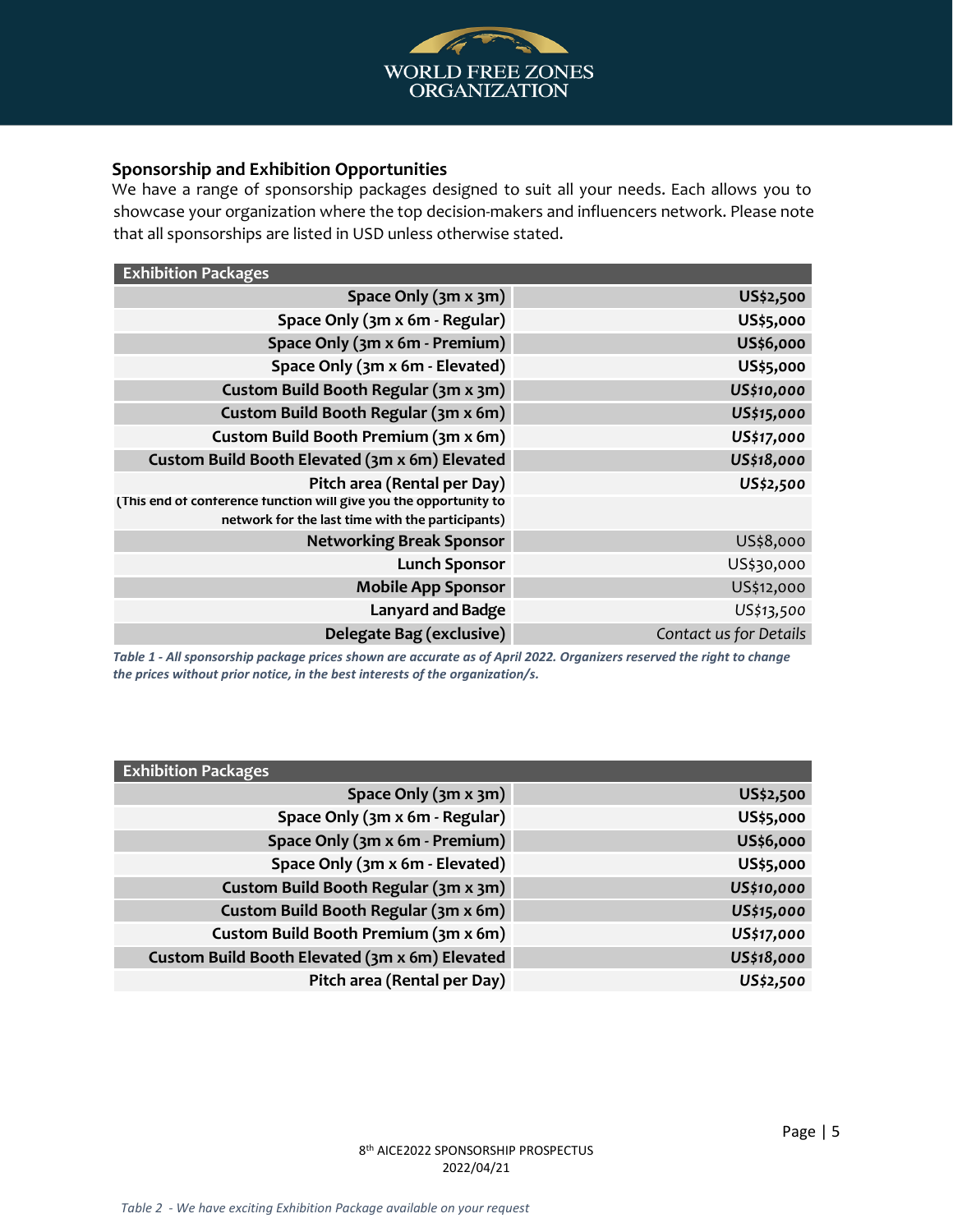## Sponsorship and Exhibition Opportunities

We have a range of sponsorship packages designed to suit all your needs. Each allows you to showcase your organization where the top decision-makers and influencers network. Please note that all sponsorships are listed in USD unless otherwise stated.

| Exhibition Packages | |
|---|---|
| **Space Only (3m x 3m)** | **US$2,500** |
| **Space Only (3m x 6m - Regular)** | **US$5,000** |
| **Space Only (3m x 6m - Premium)** | **US$6,000** |
| **Space Only (3m x 6m - Elevated)** | **US$5,000** |
| **Custom Build Booth Regular (3m x 3m)** | ***US$10,000*** |
| **Custom Build Booth Regular (3m x 6m)** | ***US$15,000*** |
| **Custom Build Booth Premium (3m x 6m)** | ***US$17,000*** |
| **Custom Build Booth Elevated (3m x 6m) Elevated** | ***US$18,000*** |
| **Pitch area (Rental per Day)** | ***US$2,500*** |
| **(This end of conference function will give you the opportunity to network for the last time with the participants)** | |
| **Networking Break Sponsor** | US$8,000 |
| **Lunch Sponsor** | US$30,000 |
| **Mobile App Sponsor** | US$12,000 |
| **Lanyard and Badge** | *US$13,500* |
| **Delegate Bag (exclusive)** | *Contact us for Details* |

***Table 1 - All sponsorship package prices shown are accurate as of April 2022. Organizers reserved the right to change the prices without prior notice, in the best interests of the organization/s.***

| Exhibition Packages | |
|---|---|
| **Space Only (3m x 3m)** | **US$2,500** |
| **Space Only (3m x 6m - Regular)** | **US$5,000** |
| **Space Only (3m x 6m - Premium)** | **US$6,000** |
| **Space Only (3m x 6m - Elevated)** | **US$5,000** |
| **Custom Build Booth Regular (3m x 3m)** | ***US$10,000*** |
| **Custom Build Booth Regular (3m x 6m)** | ***US$15,000*** |
| **Custom Build Booth Premium (3m x 6m)** | ***US$17,000*** |
| **Custom Build Booth Elevated (3m x 6m) Elevated** | ***US$18,000*** |
| **Pitch area (Rental per Day)** | ***US$2,500*** |

*Table 2 - We have exciting Exhibition Package available on your request*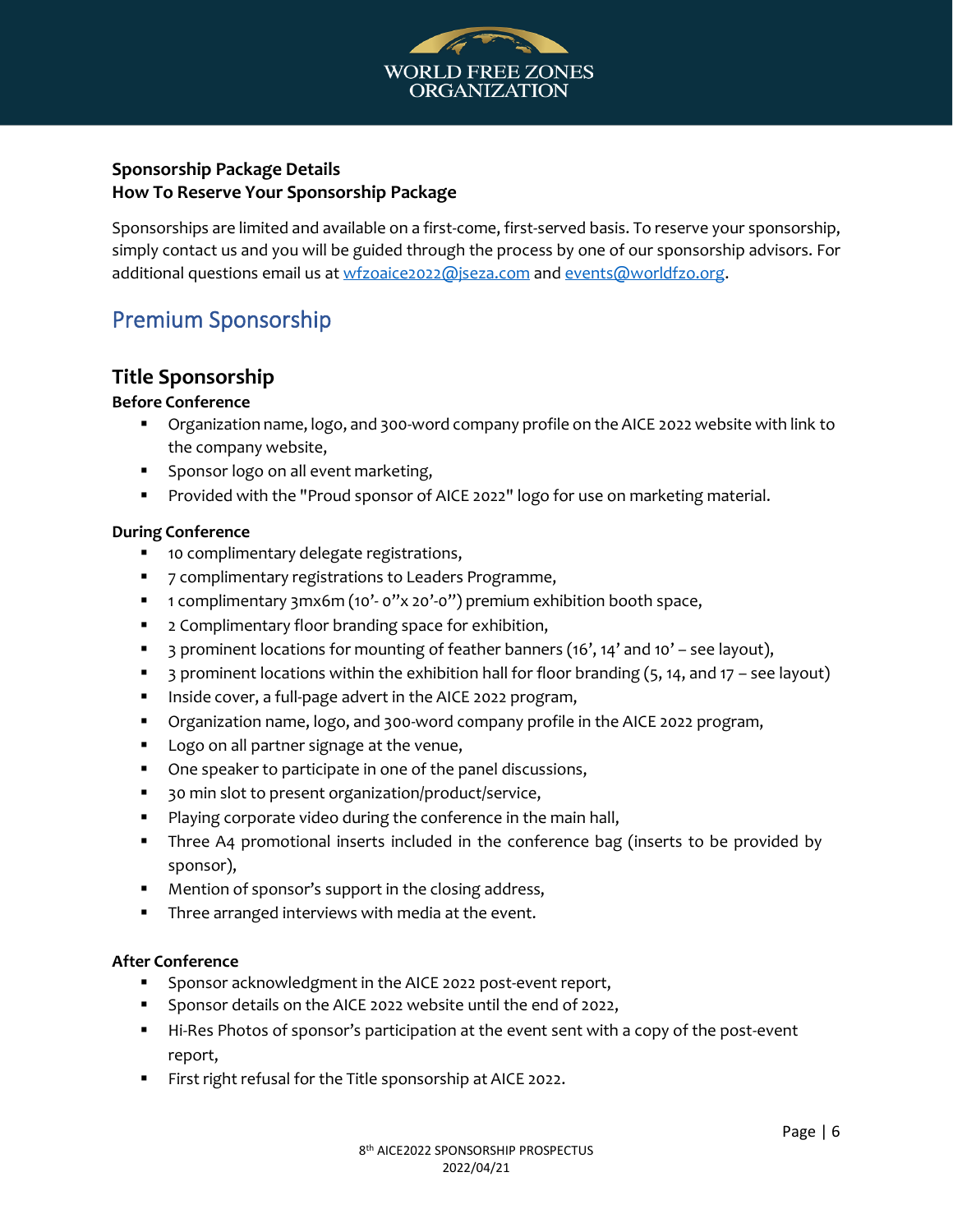**Sponsorship Package Details**
**How To Reserve Your Sponsorship Package**

Sponsorships are limited and available on a first-come, first-served basis. To reserve your sponsorship, simply contact us and you will be guided through the process by one of our sponsorship advisors. For additional questions email us at wfzoaice2022@jseza.com and events@worldfzo.org.

## Premium Sponsorship

### Title Sponsorship

**Before Conference**

- Organization name, logo, and 300-word company profile on the AICE 2022 website with link to the company website,
- Sponsor logo on all event marketing,
- Provided with the "Proud sponsor of AICE 2022" logo for use on marketing material.

**During Conference**

- 10 complimentary delegate registrations,
- 7 complimentary registrations to Leaders Programme,
- 1 complimentary 3mx6m (10'- 0"x 20'-0") premium exhibition booth space,
- 2 Complimentary floor branding space for exhibition,
- 3 prominent locations for mounting of feather banners (16', 14' and 10' – see layout),
- 3 prominent locations within the exhibition hall for floor branding (5, 14, and 17 – see layout)
- Inside cover, a full-page advert in the AICE 2022 program,
- Organization name, logo, and 300-word company profile in the AICE 2022 program,
- Logo on all partner signage at the venue,
- One speaker to participate in one of the panel discussions,
- 30 min slot to present organization/product/service,
- Playing corporate video during the conference in the main hall,
- Three A4 promotional inserts included in the conference bag (inserts to be provided by sponsor),
- Mention of sponsor's support in the closing address,
- Three arranged interviews with media at the event.

**After Conference**

- Sponsor acknowledgment in the AICE 2022 post-event report,
- Sponsor details on the AICE 2022 website until the end of 2022,
- Hi-Res Photos of sponsor's participation at the event sent with a copy of the post-event report,
- First right refusal for the Title sponsorship at AICE 2022.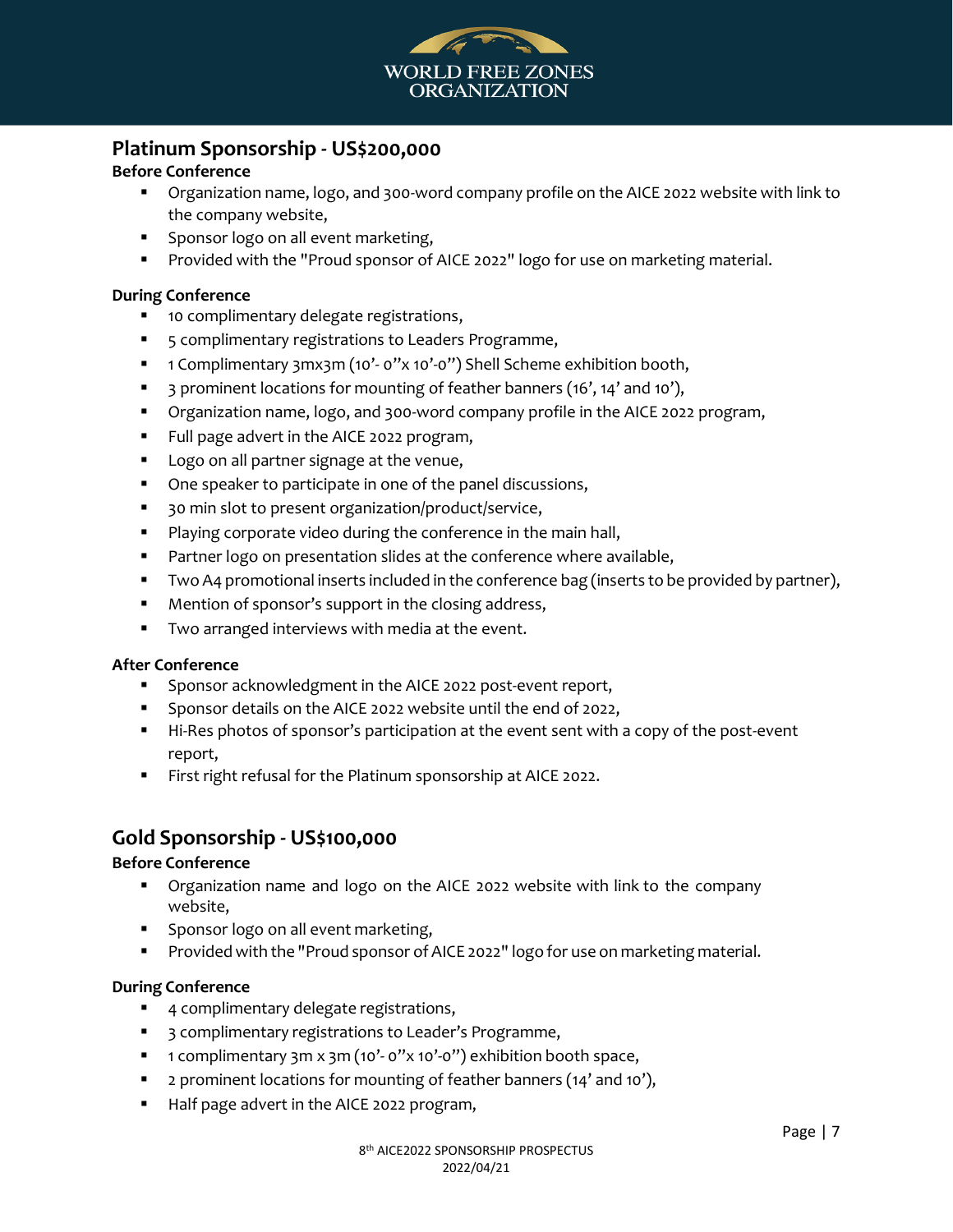## Platinum Sponsorship - US$200,000

**Before Conference**

- Organization name, logo, and 300-word company profile on the AICE 2022 website with link to the company website,
- Sponsor logo on all event marketing,
- Provided with the "Proud sponsor of AICE 2022" logo for use on marketing material.

**During Conference**

- 10 complimentary delegate registrations,
- 5 complimentary registrations to Leaders Programme,
- 1 Complimentary 3mx3m (10'- 0"x 10'-0") Shell Scheme exhibition booth,
- 3 prominent locations for mounting of feather banners (16', 14' and 10'),
- Organization name, logo, and 300-word company profile in the AICE 2022 program,
- Full page advert in the AICE 2022 program,
- Logo on all partner signage at the venue,
- One speaker to participate in one of the panel discussions,
- 30 min slot to present organization/product/service,
- Playing corporate video during the conference in the main hall,
- Partner logo on presentation slides at the conference where available,
- Two A4 promotional inserts included in the conference bag (inserts to be provided by partner),
- Mention of sponsor's support in the closing address,
- Two arranged interviews with media at the event.

**After Conference**

- Sponsor acknowledgment in the AICE 2022 post-event report,
- Sponsor details on the AICE 2022 website until the end of 2022,
- Hi-Res photos of sponsor's participation at the event sent with a copy of the post-event report,
- First right refusal for the Platinum sponsorship at AICE 2022.

## Gold Sponsorship - US$100,000

**Before Conference**

- Organization name and logo on the AICE 2022 website with link to the company website,
- Sponsor logo on all event marketing,
- Provided with the "Proud sponsor of AICE 2022" logo for use on marketing material.

**During Conference**

- 4 complimentary delegate registrations,
- 3 complimentary registrations to Leader's Programme,
- 1 complimentary 3m x 3m (10'- 0"x 10'-0") exhibition booth space,
- 2 prominent locations for mounting of feather banners (14' and 10'),
- Half page advert in the AICE 2022 program,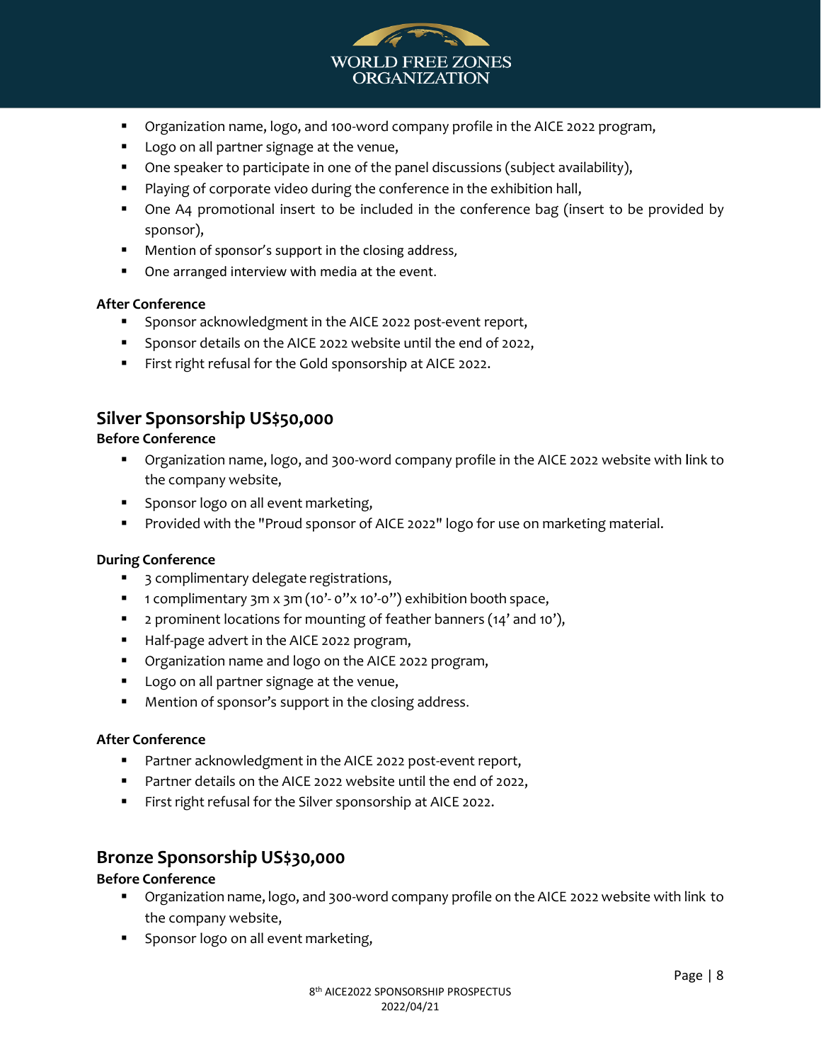- Organization name, logo, and 100-word company profile in the AICE 2022 program,
- Logo on all partner signage at the venue,
- One speaker to participate in one of the panel discussions (subject availability),
- Playing of corporate video during the conference in the exhibition hall,
- One A4 promotional insert to be included in the conference bag (insert to be provided by sponsor),
- Mention of sponsor's support in the closing address,
- One arranged interview with media at the event.

**After Conference**

- Sponsor acknowledgment in the AICE 2022 post-event report,
- Sponsor details on the AICE 2022 website until the end of 2022,
- First right refusal for the Gold sponsorship at AICE 2022.

## Silver Sponsorship US$50,000

**Before Conference**

- Organization name, logo, and 300-word company profile in the AICE 2022 website with link to the company website,
- Sponsor logo on all event marketing,
- Provided with the "Proud sponsor of AICE 2022" logo for use on marketing material.

**During Conference**

- 3 complimentary delegate registrations,
- 1 complimentary 3m x 3m (10'- 0"x 10'-0") exhibition booth space,
- 2 prominent locations for mounting of feather banners (14' and 10'),
- Half-page advert in the AICE 2022 program,
- Organization name and logo on the AICE 2022 program,
- Logo on all partner signage at the venue,
- Mention of sponsor's support in the closing address.

**After Conference**

- Partner acknowledgment in the AICE 2022 post-event report,
- Partner details on the AICE 2022 website until the end of 2022,
- First right refusal for the Silver sponsorship at AICE 2022.

## Bronze Sponsorship US$30,000

**Before Conference**

- Organization name, logo, and 300-word company profile on the AICE 2022 website with link to the company website,
- Sponsor logo on all event marketing,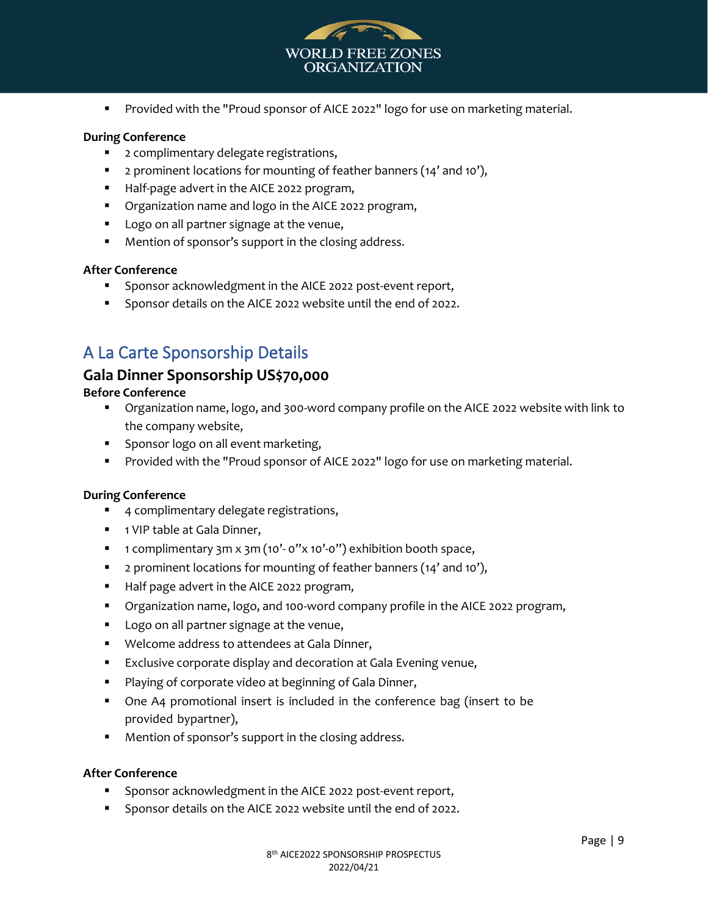- Provided with the "Proud sponsor of AICE 2022" logo for use on marketing material.

**During Conference**

- 2 complimentary delegate registrations,
- 2 prominent locations for mounting of feather banners (14' and 10'),
- Half-page advert in the AICE 2022 program,
- Organization name and logo in the AICE 2022 program,
- Logo on all partner signage at the venue,
- Mention of sponsor's support in the closing address.

**After Conference**

- Sponsor acknowledgment in the AICE 2022 post-event report,
- Sponsor details on the AICE 2022 website until the end of 2022.

## A La Carte Sponsorship Details

### Gala Dinner Sponsorship US$70,000

**Before Conference**

- Organization name, logo, and 300-word company profile on the AICE 2022 website with link to the company website,
- Sponsor logo on all event marketing,
- Provided with the "Proud sponsor of AICE 2022" logo for use on marketing material.

**During Conference**

- 4 complimentary delegate registrations,
- 1 VIP table at Gala Dinner,
- 1 complimentary 3m x 3m (10'- 0"x 10'-0") exhibition booth space,
- 2 prominent locations for mounting of feather banners (14' and 10'),
- Half page advert in the AICE 2022 program,
- Organization name, logo, and 100-word company profile in the AICE 2022 program,
- Logo on all partner signage at the venue,
- Welcome address to attendees at Gala Dinner,
- Exclusive corporate display and decoration at Gala Evening venue,
- Playing of corporate video at beginning of Gala Dinner,
- One A4 promotional insert is included in the conference bag (insert to be provided bypartner),
- Mention of sponsor's support in the closing address.

**After Conference**

- Sponsor acknowledgment in the AICE 2022 post-event report,
- Sponsor details on the AICE 2022 website until the end of 2022.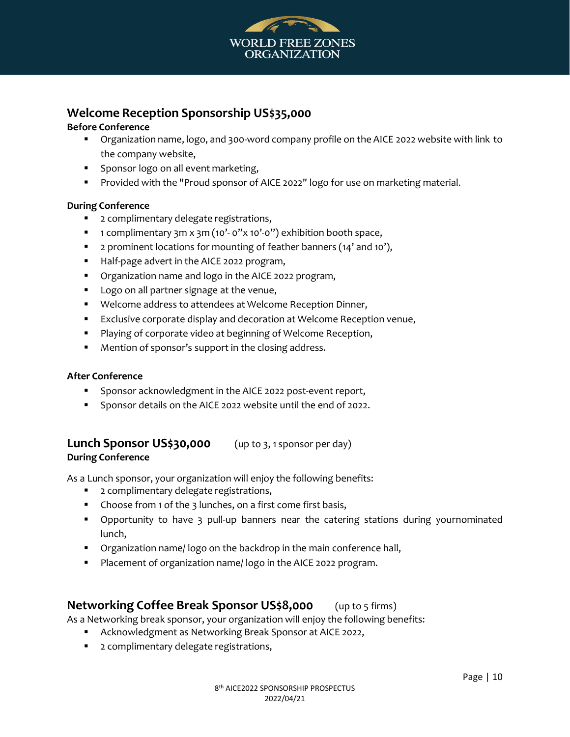## Welcome Reception Sponsorship US$35,000

**Before Conference**

- Organization name, logo, and 300-word company profile on the AICE 2022 website with link to the company website,
- Sponsor logo on all event marketing,
- Provided with the "Proud sponsor of AICE 2022" logo for use on marketing material.

**During Conference**

- 2 complimentary delegate registrations,
- 1 complimentary 3m x 3m (10'- 0"x 10'-0") exhibition booth space,
- 2 prominent locations for mounting of feather banners (14' and 10'),
- Half-page advert in the AICE 2022 program,
- Organization name and logo in the AICE 2022 program,
- Logo on all partner signage at the venue,
- Welcome address to attendees at Welcome Reception Dinner,
- Exclusive corporate display and decoration at Welcome Reception venue,
- Playing of corporate video at beginning of Welcome Reception,
- Mention of sponsor's support in the closing address.

**After Conference**

- Sponsor acknowledgment in the AICE 2022 post-event report,
- Sponsor details on the AICE 2022 website until the end of 2022.

## Lunch Sponsor US$30,000 (up to 3, 1 sponsor per day)

**During Conference**

As a Lunch sponsor, your organization will enjoy the following benefits:

- 2 complimentary delegate registrations,
- Choose from 1 of the 3 lunches, on a first come first basis,
- Opportunity to have 3 pull-up banners near the catering stations during yournominated lunch,
- Organization name/ logo on the backdrop in the main conference hall,
- Placement of organization name/ logo in the AICE 2022 program.

## Networking Coffee Break Sponsor US$8,000 (up to 5 firms)

As a Networking break sponsor, your organization will enjoy the following benefits:

- Acknowledgment as Networking Break Sponsor at AICE 2022,
- 2 complimentary delegate registrations,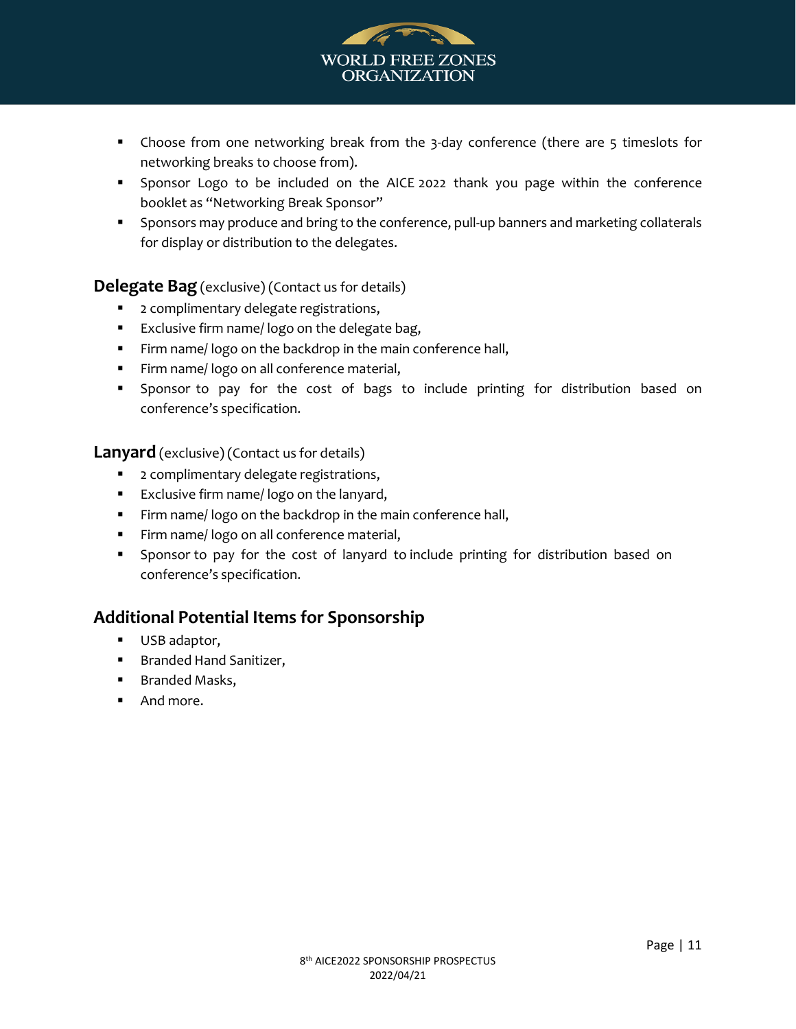- Choose from one networking break from the 3-day conference (there are 5 timeslots for networking breaks to choose from).
- Sponsor Logo to be included on the AICE 2022 thank you page within the conference booklet as "Networking Break Sponsor"
- Sponsors may produce and bring to the conference, pull-up banners and marketing collaterals for display or distribution to the delegates.

### **Delegate Bag** (exclusive) (Contact us for details)

- 2 complimentary delegate registrations,
- Exclusive firm name/ logo on the delegate bag,
- Firm name/ logo on the backdrop in the main conference hall,
- Firm name/ logo on all conference material,
- Sponsor to pay for the cost of bags to include printing for distribution based on conference's specification.

### **Lanyard** (exclusive) (Contact us for details)

- 2 complimentary delegate registrations,
- Exclusive firm name/ logo on the lanyard,
- Firm name/ logo on the backdrop in the main conference hall,
- Firm name/ logo on all conference material,
- Sponsor to pay for the cost of lanyard to include printing for distribution based on conference's specification.

## Additional Potential Items for Sponsorship

- USB adaptor,
- Branded Hand Sanitizer,
- Branded Masks,
- And more.